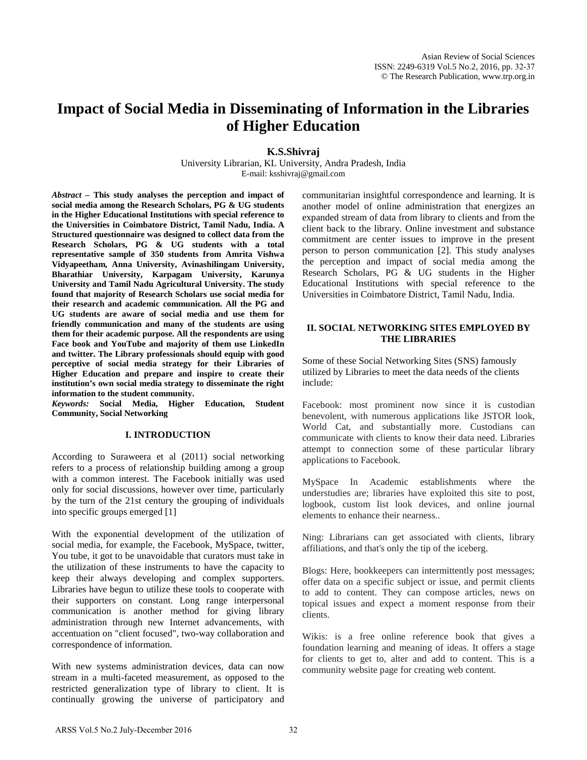# Impact of Social Media in Disseminating of Information in the Libraries of Higher Education

**K.S.Shivraj**

University Librarian, KL University, Andra Pradesh, India
E-mail: ksshivraj@gmail.com

***Abstract*** **– This study analyses the perception and impact of social media among the Research Scholars, PG & UG students in the Higher Educational Institutions with special reference to the Universities in Coimbatore District, Tamil Nadu, India. A Structured questionnaire was designed to collect data from the Research Scholars, PG & UG students with a total representative sample of 350 students from Amrita Vishwa Vidyapeetham, Anna University, Avinashilingam University, Bharathiar University, Karpagam University, Karunya University and Tamil Nadu Agricultural University. The study found that majority of Research Scholars use social media for their research and academic communication. All the PG and UG students are aware of social media and use them for friendly communication and many of the students are using them for their academic purpose. All the respondents are using Face book and YouTube and majority of them use LinkedIn and twitter. The Library professionals should equip with good perceptive of social media strategy for their Libraries of Higher Education and prepare and inspire to create their institution's own social media strategy to disseminate the right information to the student community.**

***Keywords:*** **Social Media, Higher Education, Student Community, Social Networking**

## I. INTRODUCTION

According to Suraweera et al (2011) social networking refers to a process of relationship building among a group with a common interest. The Facebook initially was used only for social discussions, however over time, particularly by the turn of the 21st century the grouping of individuals into specific groups emerged [1]

With the exponential development of the utilization of social media, for example, the Facebook, MySpace, twitter, You tube, it got to be unavoidable that curators must take in the utilization of these instruments to have the capacity to keep their always developing and complex supporters. Libraries have begun to utilize these tools to cooperate with their supporters on constant. Long range interpersonal communication is another method for giving library administration through new Internet advancements, with accentuation on "client focused", two-way collaboration and correspondence of information.

With new systems administration devices, data can now stream in a multi-faceted measurement, as opposed to the restricted generalization type of library to client. It is continually growing the universe of participatory and communitarian insightful correspondence and learning. It is another model of online administration that energizes an expanded stream of data from library to clients and from the client back to the library. Online investment and substance commitment are center issues to improve in the present person to person communication [2]. This study analyses the perception and impact of social media among the Research Scholars, PG & UG students in the Higher Educational Institutions with special reference to the Universities in Coimbatore District, Tamil Nadu, India.

## II. SOCIAL NETWORKING SITES EMPLOYED BY THE LIBRARIES

Some of these Social Networking Sites (SNS) famously utilized by Libraries to meet the data needs of the clients include:

Facebook: most prominent now since it is custodian benevolent, with numerous applications like JSTOR look, World Cat, and substantially more. Custodians can communicate with clients to know their data need. Libraries attempt to connection some of these particular library applications to Facebook.

MySpace In Academic establishments where the understudies are; libraries have exploited this site to post, logbook, custom list look devices, and online journal elements to enhance their nearness..

Ning: Librarians can get associated with clients, library affiliations, and that's only the tip of the iceberg.

Blogs: Here, bookkeepers can intermittently post messages; offer data on a specific subject or issue, and permit clients to add to content. They can compose articles, news on topical issues and expect a moment response from their clients.

Wikis: is a free online reference book that gives a foundation learning and meaning of ideas. It offers a stage for clients to get to, alter and add to content. This is a community website page for creating web content.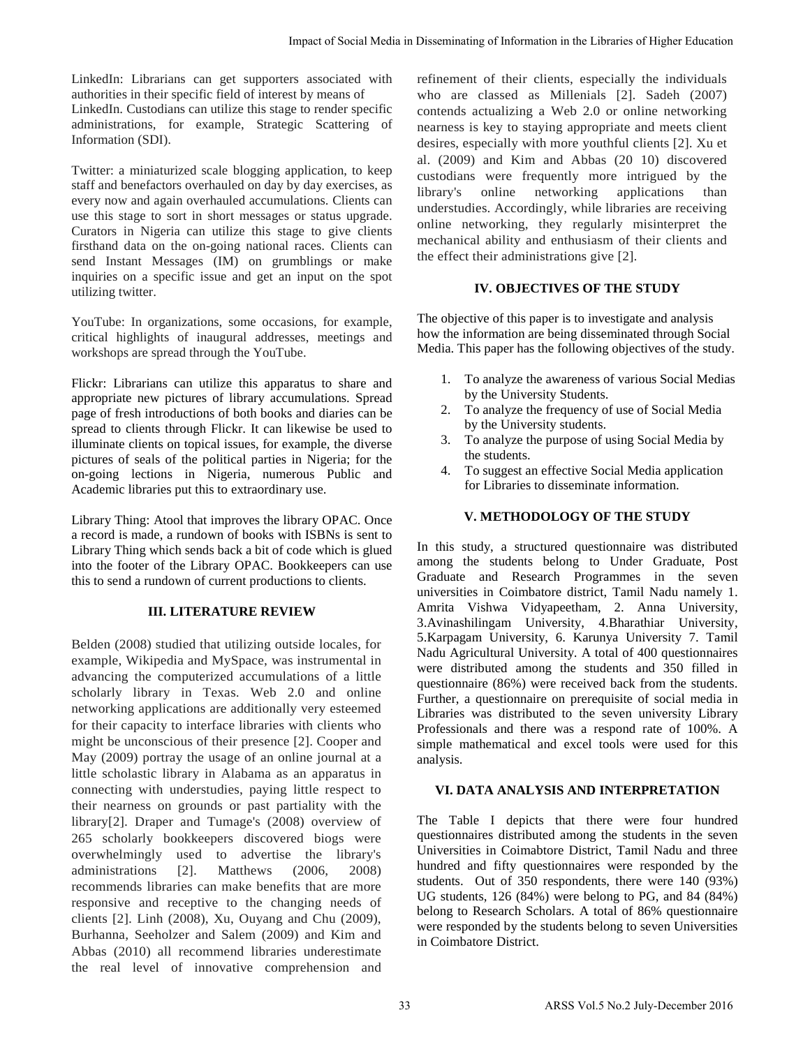LinkedIn: Librarians can get supporters associated with authorities in their specific field of interest by means of LinkedIn. Custodians can utilize this stage to render specific administrations, for example, Strategic Scattering of Information (SDI).

Twitter: a miniaturized scale blogging application, to keep staff and benefactors overhauled on day by day exercises, as every now and again overhauled accumulations. Clients can use this stage to sort in short messages or status upgrade. Curators in Nigeria can utilize this stage to give clients firsthand data on the on-going national races. Clients can send Instant Messages (IM) on grumblings or make inquiries on a specific issue and get an input on the spot utilizing twitter.

YouTube: In organizations, some occasions, for example, critical highlights of inaugural addresses, meetings and workshops are spread through the YouTube.

Flickr: Librarians can utilize this apparatus to share and appropriate new pictures of library accumulations. Spread page of fresh introductions of both books and diaries can be spread to clients through Flickr. It can likewise be used to illuminate clients on topical issues, for example, the diverse pictures of seals of the political parties in Nigeria; for the on-going lections in Nigeria, numerous Public and Academic libraries put this to extraordinary use.

Library Thing: Atool that improves the library OPAC. Once a record is made, a rundown of books with ISBNs is sent to Library Thing which sends back a bit of code which is glued into the footer of the Library OPAC. Bookkeepers can use this to send a rundown of current productions to clients.

## III. LITERATURE REVIEW

Belden (2008) studied that utilizing outside locales, for example, Wikipedia and MySpace, was instrumental in advancing the computerized accumulations of a little scholarly library in Texas. Web 2.0 and online networking applications are additionally very esteemed for their capacity to interface libraries with clients who might be unconscious of their presence [2]. Cooper and May (2009) portray the usage of an online journal at a little scholastic library in Alabama as an apparatus in connecting with understudies, paying little respect to their nearness on grounds or past partiality with the library[2]. Draper and Tumage's (2008) overview of 265 scholarly bookkeepers discovered biogs were overwhelmingly used to advertise the library's administrations [2]. Matthews (2006, 2008) recommends libraries can make benefits that are more responsive and receptive to the changing needs of clients [2]. Linh (2008), Xu, Ouyang and Chu (2009), Burhanna, Seeholzer and Salem (2009) and Kim and Abbas (2010) all recommend libraries underestimate the real level of innovative comprehension and refinement of their clients, especially the individuals who are classed as Millenials [2]. Sadeh (2007) contends actualizing a Web 2.0 or online networking nearness is key to staying appropriate and meets client desires, especially with more youthful clients [2]. Xu et al. (2009) and Kim and Abbas (20 10) discovered custodians were frequently more intrigued by the library's online networking applications than understudies. Accordingly, while libraries are receiving online networking, they regularly misinterpret the mechanical ability and enthusiasm of their clients and the effect their administrations give [2].

## IV. OBJECTIVES OF THE STUDY

The objective of this paper is to investigate and analysis how the information are being disseminated through Social Media. This paper has the following objectives of the study.

1. To analyze the awareness of various Social Medias by the University Students.
2. To analyze the frequency of use of Social Media by the University students.
3. To analyze the purpose of using Social Media by the students.
4. To suggest an effective Social Media application for Libraries to disseminate information.

## V. METHODOLOGY OF THE STUDY

In this study, a structured questionnaire was distributed among the students belong to Under Graduate, Post Graduate and Research Programmes in the seven universities in Coimbatore district, Tamil Nadu namely 1. Amrita Vishwa Vidyapeetham, 2. Anna University, 3.Avinashilingam University, 4.Bharathiar University, 5.Karpagam University, 6. Karunya University 7. Tamil Nadu Agricultural University. A total of 400 questionnaires were distributed among the students and 350 filled in questionnaire (86%) were received back from the students. Further, a questionnaire on prerequisite of social media in Libraries was distributed to the seven university Library Professionals and there was a respond rate of 100%. A simple mathematical and excel tools were used for this analysis.

## VI. DATA ANALYSIS AND INTERPRETATION

The Table I depicts that there were four hundred questionnaires distributed among the students in the seven Universities in Coimabtore District, Tamil Nadu and three hundred and fifty questionnaires were responded by the students. Out of 350 respondents, there were 140 (93%) UG students, 126 (84%) were belong to PG, and 84 (84%) belong to Research Scholars. A total of 86% questionnaire were responded by the students belong to seven Universities in Coimbatore District.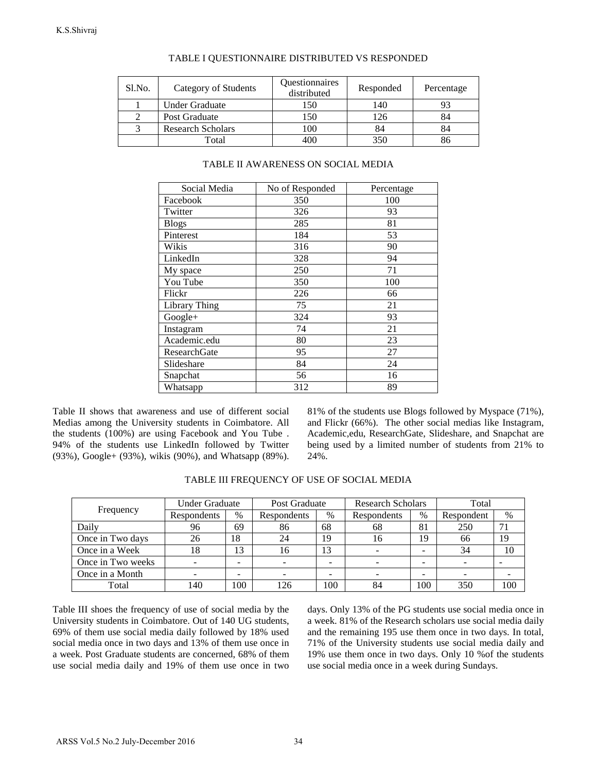TABLE I QUESTIONNAIRE DISTRIBUTED VS RESPONDED

| Sl.No. | Category of Students | Questionnaires distributed | Responded | Percentage |
|---|---|---|---|---|
| 1 | Under Graduate | 150 | 140 | 93 |
| 2 | Post Graduate | 150 | 126 | 84 |
| 3 | Research Scholars | 100 | 84 | 84 |
| | Total | 400 | 350 | 86 |

TABLE II AWARENESS ON SOCIAL MEDIA

| Social Media | No of Responded | Percentage |
|---|---|---|
| Facebook | 350 | 100 |
| Twitter | 326 | 93 |
| Blogs | 285 | 81 |
| Pinterest | 184 | 53 |
| Wikis | 316 | 90 |
| LinkedIn | 328 | 94 |
| My space | 250 | 71 |
| You Tube | 350 | 100 |
| Flickr | 226 | 66 |
| Library Thing | 75 | 21 |
| Google+ | 324 | 93 |
| Instagram | 74 | 21 |
| Academic.edu | 80 | 23 |
| ResearchGate | 95 | 27 |
| Slideshare | 84 | 24 |
| Snapchat | 56 | 16 |
| Whatsapp | 312 | 89 |

Table II shows that awareness and use of different social Medias among the University students in Coimbatore. All the students (100%) are using Facebook and You Tube . 94% of the students use LinkedIn followed by Twitter (93%), Google+ (93%), wikis (90%), and Whatsapp (89%). 81% of the students use Blogs followed by Myspace (71%), and Flickr (66%). The other social medias like Instagram, Academic,edu, ResearchGate, Slideshare, and Snapchat are being used by a limited number of students from 21% to 24%.

TABLE III FREQUENCY OF USE OF SOCIAL MEDIA

| Frequency | Under Graduate | | Post Graduate | | Research Scholars | | Total | |
|---|---|---|---|---|---|---|---|---|
| | Respondents | % | Respondents | % | Respondents | % | Respondent | % |
| Daily | 96 | 69 | 86 | 68 | 68 | 81 | 250 | 71 |
| Once in Two days | 26 | 18 | 24 | 19 | 16 | 19 | 66 | 19 |
| Once in a Week | 18 | 13 | 16 | 13 | - | - | 34 | 10 |
| Once in Two weeks | - | - | - | - | - | - | - | - |
| Once in a Month | - | - | - | - | - | - | - | - |
| Total | 140 | 100 | 126 | 100 | 84 | 100 | 350 | 100 |

Table III shoes the frequency of use of social media by the University students in Coimbatore. Out of 140 UG students, 69% of them use social media daily followed by 18% used social media once in two days and 13% of them use once in a week. Post Graduate students are concerned, 68% of them use social media daily and 19% of them use once in two days. Only 13% of the PG students use social media once in a week. 81% of the Research scholars use social media daily and the remaining 195 use them once in two days. In total, 71% of the University students use social media daily and 19% use them once in two days. Only 10 %of the students use social media once in a week during Sundays.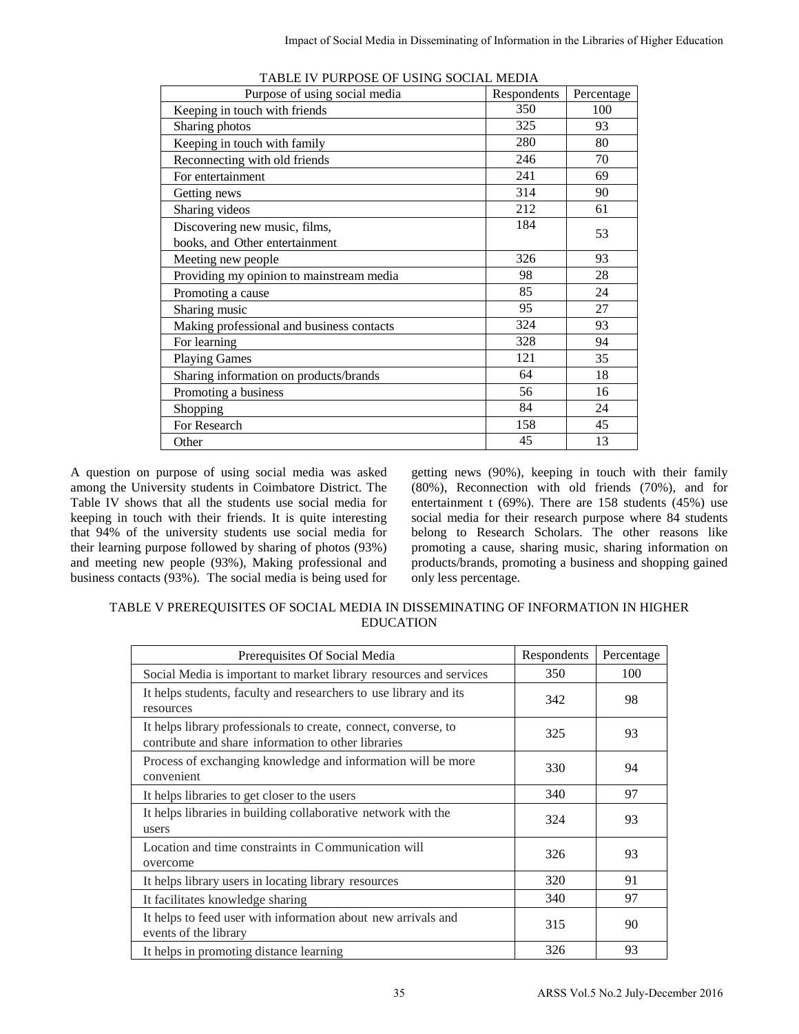TABLE IV PURPOSE OF USING SOCIAL MEDIA

| Purpose of using social media | Respondents | Percentage |
|---|---|---|
| Keeping in touch with friends | 350 | 100 |
| Sharing photos | 325 | 93 |
| Keeping in touch with family | 280 | 80 |
| Reconnecting with old friends | 246 | 70 |
| For entertainment | 241 | 69 |
| Getting news | 314 | 90 |
| Sharing videos | 212 | 61 |
| Discovering new music, films, books, and Other entertainment | 184 | 53 |
| Meeting new people | 326 | 93 |
| Providing my opinion to mainstream media | 98 | 28 |
| Promoting a cause | 85 | 24 |
| Sharing music | 95 | 27 |
| Making professional and business contacts | 324 | 93 |
| For learning | 328 | 94 |
| Playing Games | 121 | 35 |
| Sharing information on products/brands | 64 | 18 |
| Promoting a business | 56 | 16 |
| Shopping | 84 | 24 |
| For Research | 158 | 45 |
| Other | 45 | 13 |

A question on purpose of using social media was asked among the University students in Coimbatore District. The Table IV shows that all the students use social media for keeping in touch with their friends. It is quite interesting that 94% of the university students use social media for their learning purpose followed by sharing of photos (93%) and meeting new people (93%), Making professional and business contacts (93%). The social media is being used for getting news (90%), keeping in touch with their family (80%), Reconnection with old friends (70%), and for entertainment t (69%). There are 158 students (45%) use social media for their research purpose where 84 students belong to Research Scholars. The other reasons like promoting a cause, sharing music, sharing information on products/brands, promoting a business and shopping gained only less percentage.

TABLE V PREREQUISITES OF SOCIAL MEDIA IN DISSEMINATING OF INFORMATION IN HIGHER EDUCATION

| Prerequisites Of Social Media | Respondents | Percentage |
|---|---|---|
| Social Media is important to market library resources and services | 350 | 100 |
| It helps students, faculty and researchers to use library and its resources | 342 | 98 |
| It helps library professionals to create, connect, converse, to contribute and share information to other libraries | 325 | 93 |
| Process of exchanging knowledge and information will be more convenient | 330 | 94 |
| It helps libraries to get closer to the users | 340 | 97 |
| It helps libraries in building collaborative network with the users | 324 | 93 |
| Location and time constraints in Communication will overcome | 326 | 93 |
| It helps library users in locating library resources | 320 | 91 |
| It facilitates knowledge sharing | 340 | 97 |
| It helps to feed user with information about new arrivals and events of the library | 315 | 90 |
| It helps in promoting distance learning | 326 | 93 |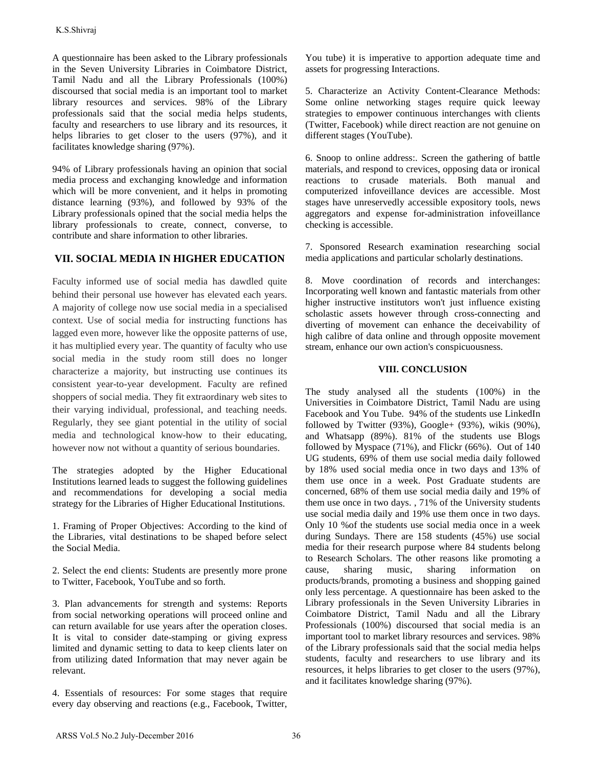A questionnaire has been asked to the Library professionals in the Seven University Libraries in Coimbatore District, Tamil Nadu and all the Library Professionals (100%) discoursed that social media is an important tool to market library resources and services. 98% of the Library professionals said that the social media helps students, faculty and researchers to use library and its resources, it helps libraries to get closer to the users (97%), and it facilitates knowledge sharing (97%).

94% of Library professionals having an opinion that social media process and exchanging knowledge and information which will be more convenient, and it helps in promoting distance learning (93%), and followed by 93% of the Library professionals opined that the social media helps the library professionals to create, connect, converse, to contribute and share information to other libraries.

## VII. SOCIAL MEDIA IN HIGHER EDUCATION

Faculty informed use of social media has dawdled quite behind their personal use however has elevated each years. A majority of college now use social media in a specialised context. Use of social media for instructing functions has lagged even more, however like the opposite patterns of use, it has multiplied every year. The quantity of faculty who use social media in the study room still does no longer characterize a majority, but instructing use continues its consistent year-to-year development. Faculty are refined shoppers of social media. They fit extraordinary web sites to their varying individual, professional, and teaching needs. Regularly, they see giant potential in the utility of social media and technological know-how to their educating, however now not without a quantity of serious boundaries.

The strategies adopted by the Higher Educational Institutions learned leads to suggest the following guidelines and recommendations for developing a social media strategy for the Libraries of Higher Educational Institutions.

1. Framing of Proper Objectives: According to the kind of the Libraries, vital destinations to be shaped before select the Social Media.

2. Select the end clients: Students are presently more prone to Twitter, Facebook, YouTube and so forth.

3. Plan advancements for strength and systems: Reports from social networking operations will proceed online and can return available for use years after the operation closes. It is vital to consider date-stamping or giving express limited and dynamic setting to data to keep clients later on from utilizing dated Information that may never again be relevant.

4. Essentials of resources: For some stages that require every day observing and reactions (e.g., Facebook, Twitter, You tube) it is imperative to apportion adequate time and assets for progressing Interactions.

5. Characterize an Activity Content-Clearance Methods: Some online networking stages require quick leeway strategies to empower continuous interchanges with clients (Twitter, Facebook) while direct reaction are not genuine on different stages (YouTube).

6. Snoop to online address:. Screen the gathering of battle materials, and respond to crevices, opposing data or ironical reactions to crusade materials. Both manual and computerized infoveillance devices are accessible. Most stages have unreservedly accessible expository tools, news aggregators and expense for-administration infoveillance checking is accessible.

7. Sponsored Research examination researching social media applications and particular scholarly destinations.

8. Move coordination of records and interchanges: Incorporating well known and fantastic materials from other higher instructive institutors won't just influence existing scholastic assets however through cross-connecting and diverting of movement can enhance the deceivability of high calibre of data online and through opposite movement stream, enhance our own action's conspicuousness.

## VIII. CONCLUSION

The study analysed all the students (100%) in the Universities in Coimbatore District, Tamil Nadu are using Facebook and You Tube. 94% of the students use LinkedIn followed by Twitter (93%), Google+ (93%), wikis (90%), and Whatsapp (89%). 81% of the students use Blogs followed by Myspace (71%), and Flickr (66%). Out of 140 UG students, 69% of them use social media daily followed by 18% used social media once in two days and 13% of them use once in a week. Post Graduate students are concerned, 68% of them use social media daily and 19% of them use once in two days. , 71% of the University students use social media daily and 19% use them once in two days. Only 10 %of the students use social media once in a week during Sundays. There are 158 students (45%) use social media for their research purpose where 84 students belong to Research Scholars. The other reasons like promoting a cause, sharing music, sharing information on products/brands, promoting a business and shopping gained only less percentage. A questionnaire has been asked to the Library professionals in the Seven University Libraries in Coimbatore District, Tamil Nadu and all the Library Professionals (100%) discoursed that social media is an important tool to market library resources and services. 98% of the Library professionals said that the social media helps students, faculty and researchers to use library and its resources, it helps libraries to get closer to the users (97%), and it facilitates knowledge sharing (97%).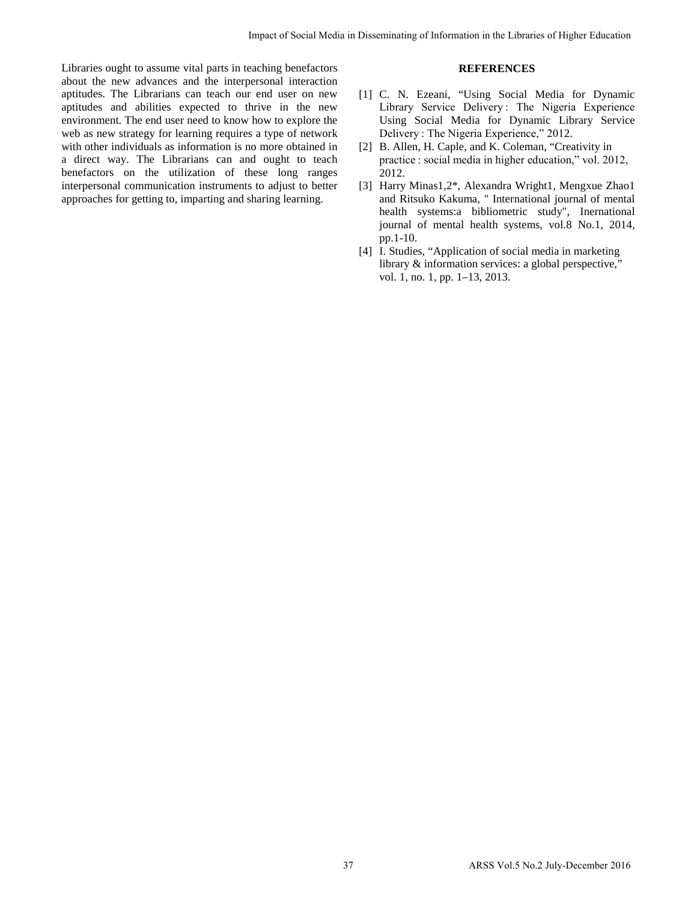Libraries ought to assume vital parts in teaching benefactors about the new advances and the interpersonal interaction aptitudes. The Librarians can teach our end user on new aptitudes and abilities expected to thrive in the new environment. The end user need to know how to explore the web as new strategy for learning requires a type of network with other individuals as information is no more obtained in a direct way. The Librarians can and ought to teach benefactors on the utilization of these long ranges interpersonal communication instruments to adjust to better approaches for getting to, imparting and sharing learning.

## REFERENCES

[1] C. N. Ezeani, "Using Social Media for Dynamic Library Service Delivery : The Nigeria Experience Using Social Media for Dynamic Library Service Delivery : The Nigeria Experience," 2012.

[2] B. Allen, H. Caple, and K. Coleman, "Creativity in practice : social media in higher education," vol. 2012, 2012.

[3] Harry Minas1,2*, Alexandra Wright1, Mengxue Zhao1 and Ritsuko Kakuma, " International journal of mental health systems:a bibliometric study", Inernational journal of mental health systems, vol.8 No.1, 2014, pp.1-10.

[4] I. Studies, "Application of social media in marketing library & information services: a global perspective," vol. 1, no. 1, pp. 1–13, 2013.